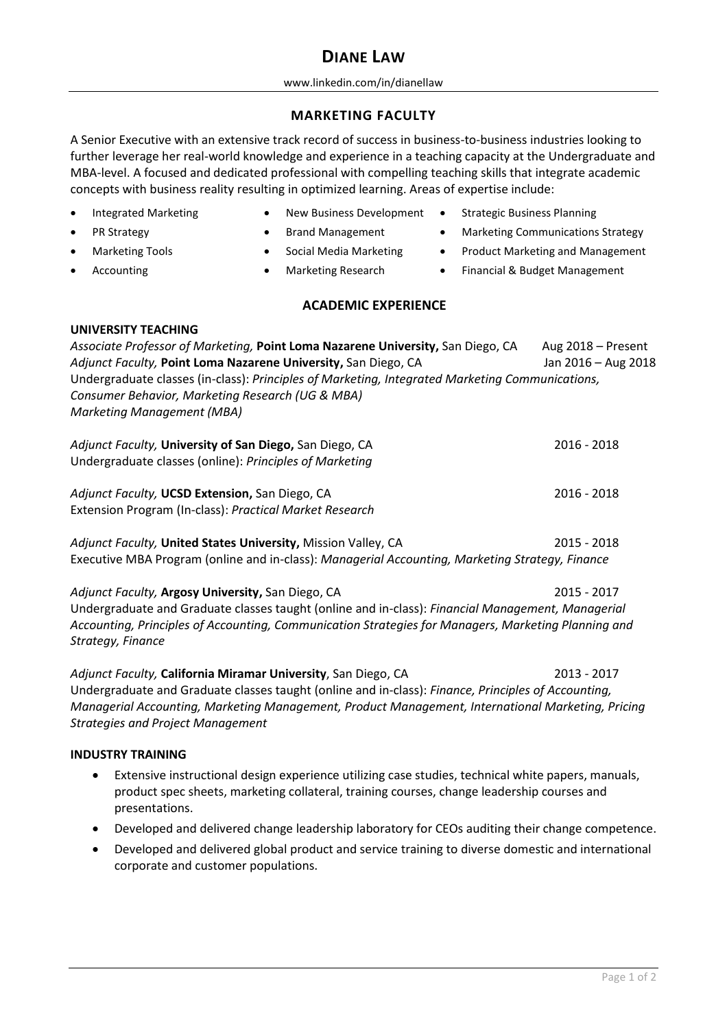# DIANE LAW

www.linkedin.com/in/dianellaw

## MARKETING FACULTY

A Senior Executive with an extensive track record of success in business-to-business industries looking to further leverage her real-world knowledge and experience in a teaching capacity at the Undergraduate and MBA-level. A focused and dedicated professional with compelling teaching skills that integrate academic concepts with business reality resulting in optimized learning. Areas of expertise include:

- Integrated Marketing
- PR Strategy
- Marketing Tools
- Accounting
- New Business Development
- Brand Management
- Social Media Marketing
- Marketing Research
- Strategic Business Planning
- Marketing Communications Strategy
- Product Marketing and Management
- Financial & Budget Management

## ACADEMIC EXPERIENCE

### UNIVERSITY TEACHING

*Associate Professor of Marketing,* **Point Loma Nazarene University,** San Diego, CA — Aug 2018 – Present
*Adjunct Faculty,* **Point Loma Nazarene University,** San Diego, CA — Jan 2016 – Aug 2018
Undergraduate classes (in-class): *Principles of Marketing, Integrated Marketing Communications, Consumer Behavior, Marketing Research (UG & MBA)*
*Marketing Management (MBA)*

*Adjunct Faculty,* **University of San Diego,** San Diego, CA — 2016 - 2018
Undergraduate classes (online): *Principles of Marketing*

*Adjunct Faculty,* **UCSD Extension,** San Diego, CA — 2016 - 2018
Extension Program (In-class): *Practical Market Research*

*Adjunct Faculty,* **United States University,** Mission Valley, CA — 2015 - 2018
Executive MBA Program (online and in-class): *Managerial Accounting, Marketing Strategy, Finance*

*Adjunct Faculty,* **Argosy University,** San Diego, CA — 2015 - 2017
Undergraduate and Graduate classes taught (online and in-class): *Financial Management, Managerial Accounting, Principles of Accounting, Communication Strategies for Managers, Marketing Planning and Strategy, Finance*

*Adjunct Faculty,* **California Miramar University**, San Diego, CA — 2013 - 2017
Undergraduate and Graduate classes taught (online and in-class): *Finance, Principles of Accounting, Managerial Accounting, Marketing Management, Product Management, International Marketing, Pricing Strategies and Project Management*

### INDUSTRY TRAINING

- Extensive instructional design experience utilizing case studies, technical white papers, manuals, product spec sheets, marketing collateral, training courses, change leadership courses and presentations.
- Developed and delivered change leadership laboratory for CEOs auditing their change competence.
- Developed and delivered global product and service training to diverse domestic and international corporate and customer populations.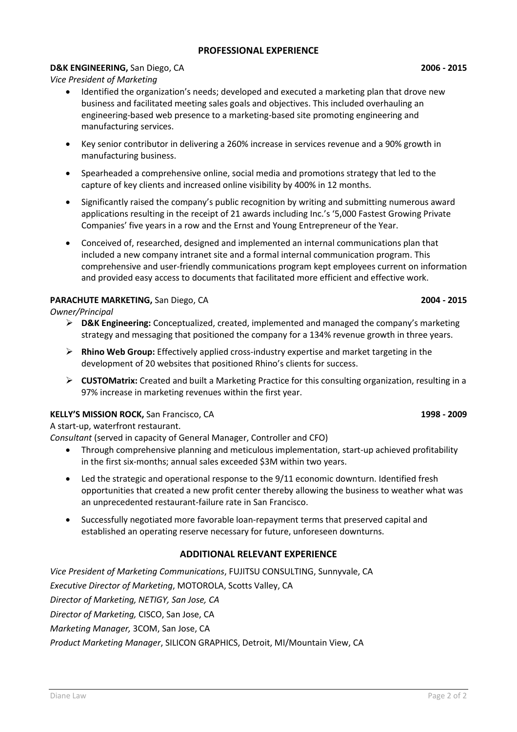## PROFESSIONAL EXPERIENCE

**D&K ENGINEERING,** San Diego, CA **2006 - 2015**

*Vice President of Marketing*

- Identified the organization's needs; developed and executed a marketing plan that drove new business and facilitated meeting sales goals and objectives. This included overhauling an engineering-based web presence to a marketing-based site promoting engineering and manufacturing services.
- Key senior contributor in delivering a 260% increase in services revenue and a 90% growth in manufacturing business.
- Spearheaded a comprehensive online, social media and promotions strategy that led to the capture of key clients and increased online visibility by 400% in 12 months.
- Significantly raised the company's public recognition by writing and submitting numerous award applications resulting in the receipt of 21 awards including Inc.'s '5,000 Fastest Growing Private Companies' five years in a row and the Ernst and Young Entrepreneur of the Year.
- Conceived of, researched, designed and implemented an internal communications plan that included a new company intranet site and a formal internal communication program. This comprehensive and user-friendly communications program kept employees current on information and provided easy access to documents that facilitated more efficient and effective work.

**PARACHUTE MARKETING,** San Diego, CA **2004 - 2015**

*Owner/Principal*

- **D&K Engineering:** Conceptualized, created, implemented and managed the company's marketing strategy and messaging that positioned the company for a 134% revenue growth in three years.
- **Rhino Web Group:** Effectively applied cross-industry expertise and market targeting in the development of 20 websites that positioned Rhino's clients for success.
- **CUSTOMatrix:** Created and built a Marketing Practice for this consulting organization, resulting in a 97% increase in marketing revenues within the first year.

**KELLY'S MISSION ROCK,** San Francisco, CA **1998 - 2009**

A start-up, waterfront restaurant.

*Consultant* (served in capacity of General Manager, Controller and CFO)

- Through comprehensive planning and meticulous implementation, start-up achieved profitability in the first six-months; annual sales exceeded $3M within two years.
- Led the strategic and operational response to the 9/11 economic downturn. Identified fresh opportunities that created a new profit center thereby allowing the business to weather what was an unprecedented restaurant-failure rate in San Francisco.
- Successfully negotiated more favorable loan-repayment terms that preserved capital and established an operating reserve necessary for future, unforeseen downturns.

## ADDITIONAL RELEVANT EXPERIENCE

*Vice President of Marketing Communications*, FUJITSU CONSULTING, Sunnyvale, CA

*Executive Director of Marketing*, MOTOROLA, Scotts Valley, CA

*Director of Marketing, NETIGY, San Jose, CA*

*Director of Marketing,* CISCO, San Jose, CA

*Marketing Manager,* 3COM, San Jose, CA

*Product Marketing Manager*, SILICON GRAPHICS, Detroit, MI/Mountain View, CA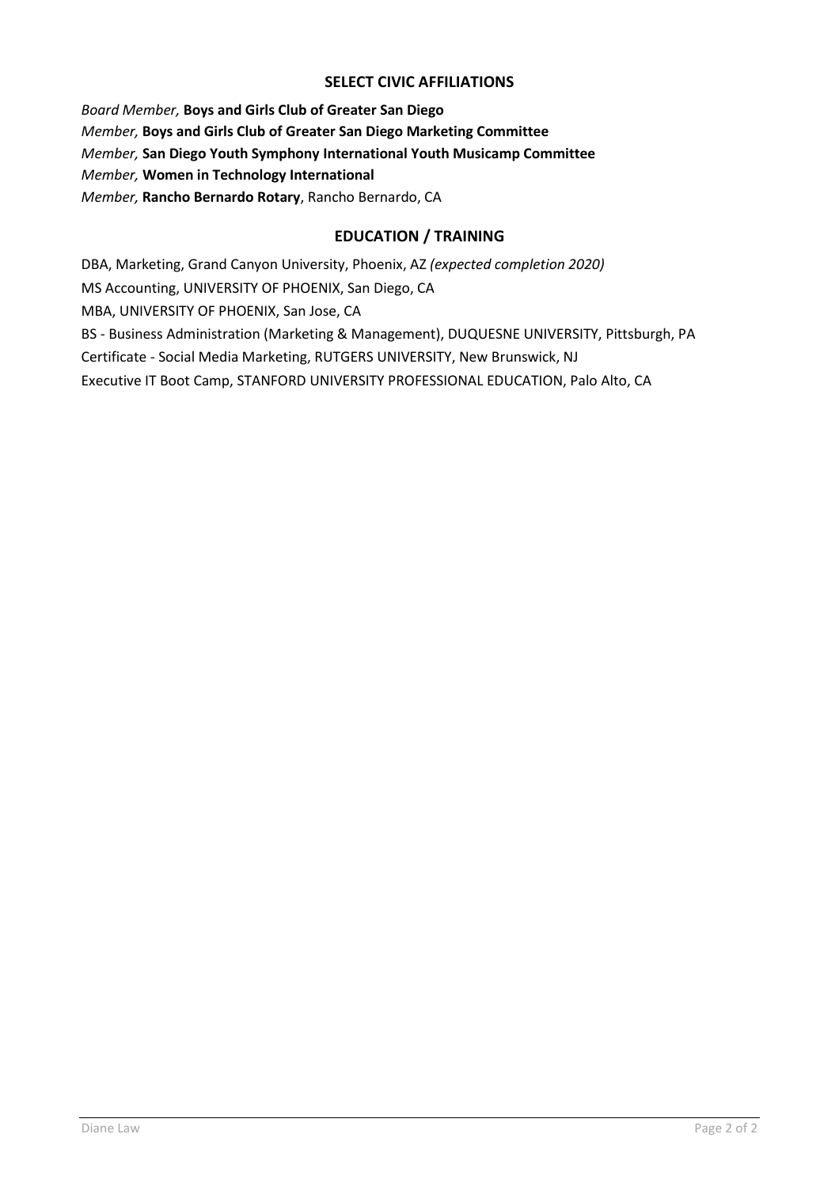## SELECT CIVIC AFFILIATIONS

*Board Member,* **Boys and Girls Club of Greater San Diego**
*Member,* **Boys and Girls Club of Greater San Diego Marketing Committee**
*Member,* **San Diego Youth Symphony International Youth Musicamp Committee**
*Member,* **Women in Technology International**
*Member,* **Rancho Bernardo Rotary**, Rancho Bernardo, CA

## EDUCATION / TRAINING

DBA, Marketing, Grand Canyon University, Phoenix, AZ *(expected completion 2020)*
MS Accounting, UNIVERSITY OF PHOENIX, San Diego, CA
MBA, UNIVERSITY OF PHOENIX, San Jose, CA
BS - Business Administration (Marketing & Management), DUQUESNE UNIVERSITY, Pittsburgh, PA
Certificate - Social Media Marketing, RUTGERS UNIVERSITY, New Brunswick, NJ
Executive IT Boot Camp, STANFORD UNIVERSITY PROFESSIONAL EDUCATION, Palo Alto, CA